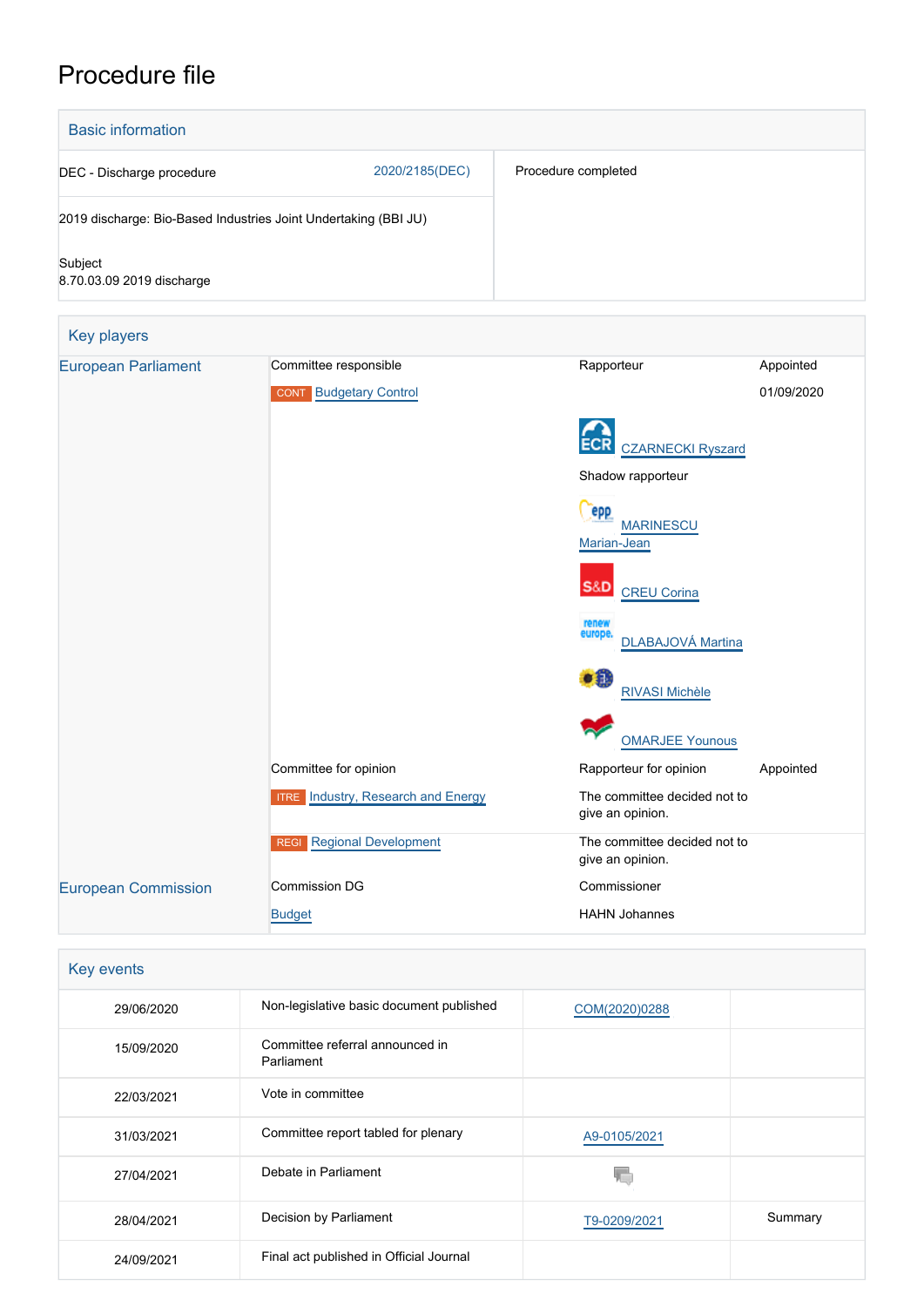# Procedure file

## Basic information

| | | |
|---|---|---|
| DEC - Discharge procedure | 2020/2185(DEC) | Procedure completed |
| 2019 discharge: Bio-Based Industries Joint Undertaking (BBI JU) | | |
| Subject<br>8.70.03.09 2019 discharge | | |

## Key players

| | | | |
|---|---|---|---|
| European Parliament | Committee responsible | Rapporteur | Appointed |
| | CONT Budgetary Control | | 01/09/2020 |
| | | ECR CZARNECKI Ryszard | |
| | | Shadow rapporteur | |
| | | EPP MARINESCU Marian-Jean | |
| | | S&D CREU Corina | |
| | | Renew Europe DLABAJOVÁ Martina | |
| | | Greens/EFA RIVASI Michèle | |
| | | GUE/NGL OMARJEE Younous | |
| | Committee for opinion | Rapporteur for opinion | Appointed |
| | ITRE Industry, Research and Energy | The committee decided not to give an opinion. | |
| | REGI Regional Development | The committee decided not to give an opinion. | |
| European Commission | Commission DG | Commissioner | |
| | Budget | HAHN Johannes | |

## Key events

| | | | |
|---|---|---|---|
| 29/06/2020 | Non-legislative basic document published | COM(2020)0288 | |
| 15/09/2020 | Committee referral announced in Parliament | | |
| 22/03/2021 | Vote in committee | | |
| 31/03/2021 | Committee report tabled for plenary | A9-0105/2021 | |
| 27/04/2021 | Debate in Parliament | | |
| 28/04/2021 | Decision by Parliament | T9-0209/2021 | Summary |
| 24/09/2021 | Final act published in Official Journal | | |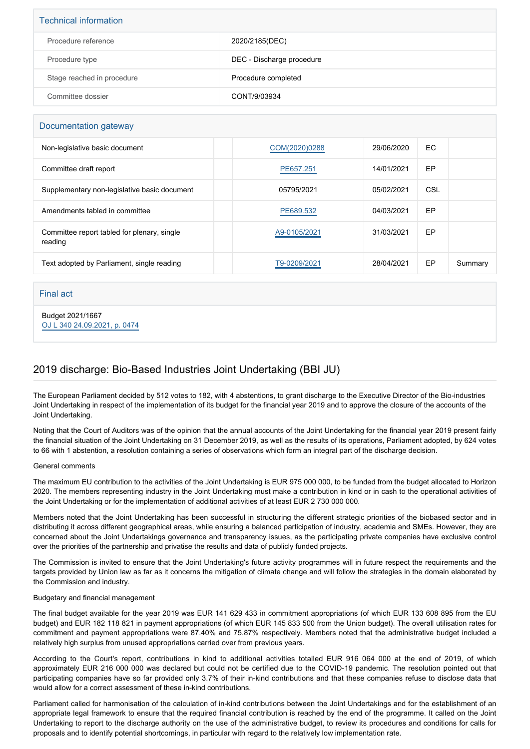## Technical information

| Procedure reference | 2020/2185(DEC) |
| --- | --- |
| Procedure type | DEC - Discharge procedure |
| Stage reached in procedure | Procedure completed |
| Committee dossier | CONT/9/03934 |

## Documentation gateway

| | | | | | |
| --- | --- | --- | --- | --- | --- |
| Non-legislative basic document | | COM(2020)0288 | 29/06/2020 | EC | |
| Committee draft report | | PE657.251 | 14/01/2021 | EP | |
| Supplementary non-legislative basic document | | 05795/2021 | 05/02/2021 | CSL | |
| Amendments tabled in committee | | PE689.532 | 04/03/2021 | EP | |
| Committee report tabled for plenary, single reading | | A9-0105/2021 | 31/03/2021 | EP | |
| Text adopted by Parliament, single reading | | T9-0209/2021 | 28/04/2021 | EP | Summary |

## Final act

Budget 2021/1667
OJ L 340 24.09.2021, p. 0474

# 2019 discharge: Bio-Based Industries Joint Undertaking (BBI JU)

The European Parliament decided by 512 votes to 182, with 4 abstentions, to grant discharge to the Executive Director of the Bio-industries Joint Undertaking in respect of the implementation of its budget for the financial year 2019 and to approve the closure of the accounts of the Joint Undertaking.

Noting that the Court of Auditors was of the opinion that the annual accounts of the Joint Undertaking for the financial year 2019 present fairly the financial situation of the Joint Undertaking on 31 December 2019, as well as the results of its operations, Parliament adopted, by 624 votes to 66 with 1 abstention, a resolution containing a series of observations which form an integral part of the discharge decision.

General comments

The maximum EU contribution to the activities of the Joint Undertaking is EUR 975 000 000, to be funded from the budget allocated to Horizon 2020. The members representing industry in the Joint Undertaking must make a contribution in kind or in cash to the operational activities of the Joint Undertaking or for the implementation of additional activities of at least EUR 2 730 000 000.

Members noted that the Joint Undertaking has been successful in structuring the different strategic priorities of the biobased sector and in distributing it across different geographical areas, while ensuring a balanced participation of industry, academia and SMEs. However, they are concerned about the Joint Undertakings governance and transparency issues, as the participating private companies have exclusive control over the priorities of the partnership and privatise the results and data of publicly funded projects.

The Commission is invited to ensure that the Joint Undertaking's future activity programmes will in future respect the requirements and the targets provided by Union law as far as it concerns the mitigation of climate change and will follow the strategies in the domain elaborated by the Commission and industry.

Budgetary and financial management

The final budget available for the year 2019 was EUR 141 629 433 in commitment appropriations (of which EUR 133 608 895 from the EU budget) and EUR 182 118 821 in payment appropriations (of which EUR 145 833 500 from the Union budget). The overall utilisation rates for commitment and payment appropriations were 87.40% and 75.87% respectively. Members noted that the administrative budget included a relatively high surplus from unused appropriations carried over from previous years.

According to the Court's report, contributions in kind to additional activities totalled EUR 916 064 000 at the end of 2019, of which approximately EUR 216 000 000 was declared but could not be certified due to the COVID-19 pandemic. The resolution pointed out that participating companies have so far provided only 3.7% of their in-kind contributions and that these companies refuse to disclose data that would allow for a correct assessment of these in-kind contributions.

Parliament called for harmonisation of the calculation of in-kind contributions between the Joint Undertakings and for the establishment of an appropriate legal framework to ensure that the required financial contribution is reached by the end of the programme. It called on the Joint Undertaking to report to the discharge authority on the use of the administrative budget, to review its procedures and conditions for calls for proposals and to identify potential shortcomings, in particular with regard to the relatively low implementation rate.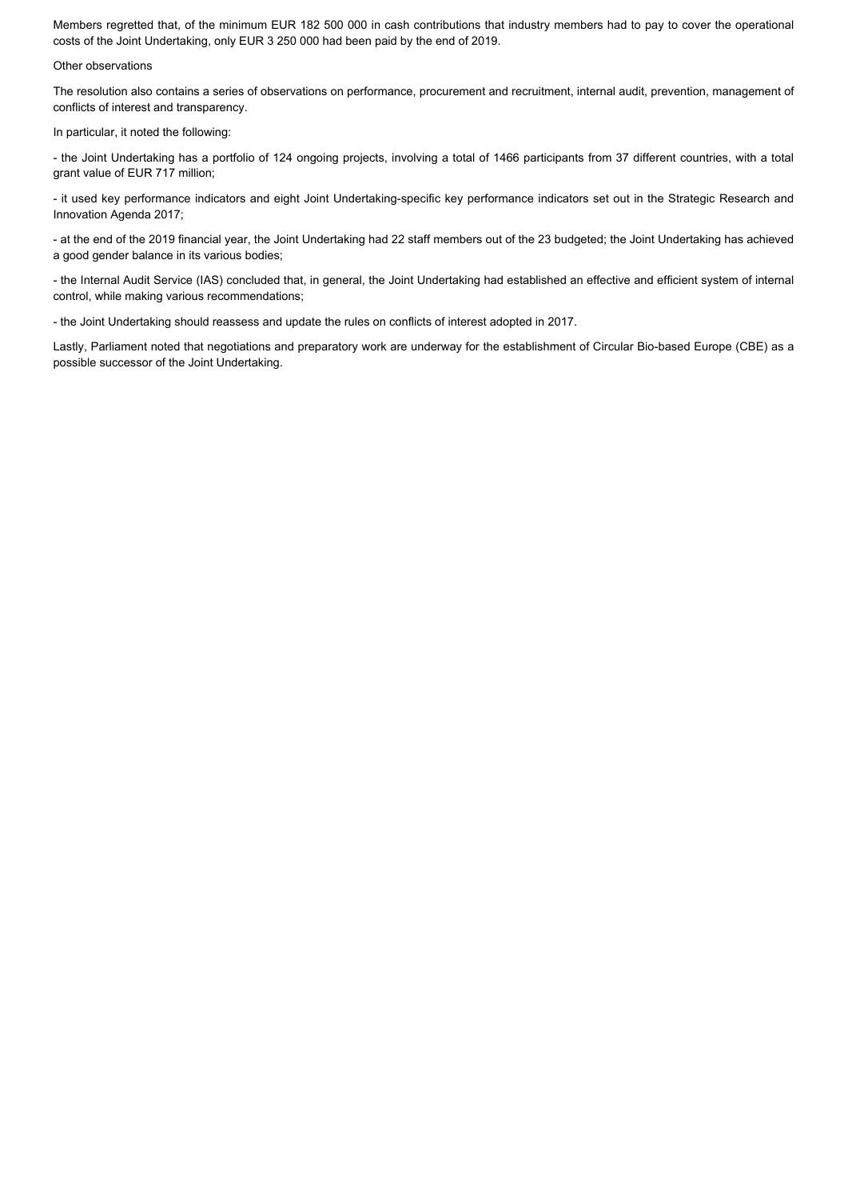Members regretted that, of the minimum EUR 182 500 000 in cash contributions that industry members had to pay to cover the operational costs of the Joint Undertaking, only EUR 3 250 000 had been paid by the end of 2019.

Other observations

The resolution also contains a series of observations on performance, procurement and recruitment, internal audit, prevention, management of conflicts of interest and transparency.

In particular, it noted the following:

- the Joint Undertaking has a portfolio of 124 ongoing projects, involving a total of 1466 participants from 37 different countries, with a total grant value of EUR 717 million;

- it used key performance indicators and eight Joint Undertaking-specific key performance indicators set out in the Strategic Research and Innovation Agenda 2017;

- at the end of the 2019 financial year, the Joint Undertaking had 22 staff members out of the 23 budgeted; the Joint Undertaking has achieved a good gender balance in its various bodies;

- the Internal Audit Service (IAS) concluded that, in general, the Joint Undertaking had established an effective and efficient system of internal control, while making various recommendations;

- the Joint Undertaking should reassess and update the rules on conflicts of interest adopted in 2017.

Lastly, Parliament noted that negotiations and preparatory work are underway for the establishment of Circular Bio-based Europe (CBE) as a possible successor of the Joint Undertaking.